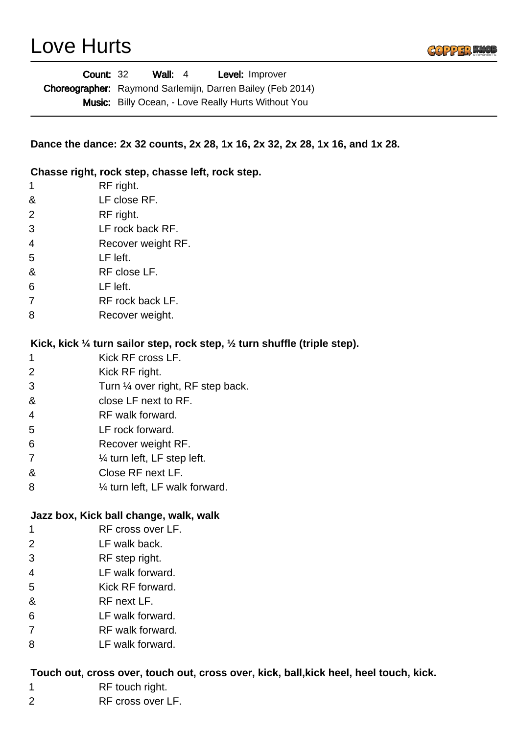# Love Hurts

**Count:** 32 **Wall:** 4 **Level:** Improver
**Choreographer:** Raymond Sarlemijn, Darren Bailey (Feb 2014)
**Music:** Billy Ocean, - Love Really Hurts Without You

---

**Dance the dance: 2x 32 counts, 2x 28, 1x 16, 2x 32, 2x 28, 1x 16, and 1x 28.**

**Chasse right, rock step, chasse left, rock step.**

| | |
|---|---|
| 1 | RF right. |
| & | LF close RF. |
| 2 | RF right. |
| 3 | LF rock back RF. |
| 4 | Recover weight RF. |
| 5 | LF left. |
| & | RF close LF. |
| 6 | LF left. |
| 7 | RF rock back LF. |
| 8 | Recover weight. |

**Kick, kick ¼ turn sailor step, rock step, ½ turn shuffle (triple step).**

| | |
|---|---|
| 1 | Kick RF cross LF. |
| 2 | Kick RF right. |
| 3 | Turn ¼ over right, RF step back. |
| & | close LF next to RF. |
| 4 | RF walk forward. |
| 5 | LF rock forward. |
| 6 | Recover weight RF. |
| 7 | ¼ turn left, LF step left. |
| & | Close RF next LF. |
| 8 | ¼ turn left, LF walk forward. |

**Jazz box, Kick ball change, walk, walk**

| | |
|---|---|
| 1 | RF cross over LF. |
| 2 | LF walk back. |
| 3 | RF step right. |
| 4 | LF walk forward. |
| 5 | Kick RF forward. |
| & | RF next LF. |
| 6 | LF walk forward. |
| 7 | RF walk forward. |
| 8 | LF walk forward. |

**Touch out, cross over, touch out, cross over, kick, ball,kick heel, heel touch, kick.**

| | |
|---|---|
| 1 | RF touch right. |
| 2 | RF cross over LF. |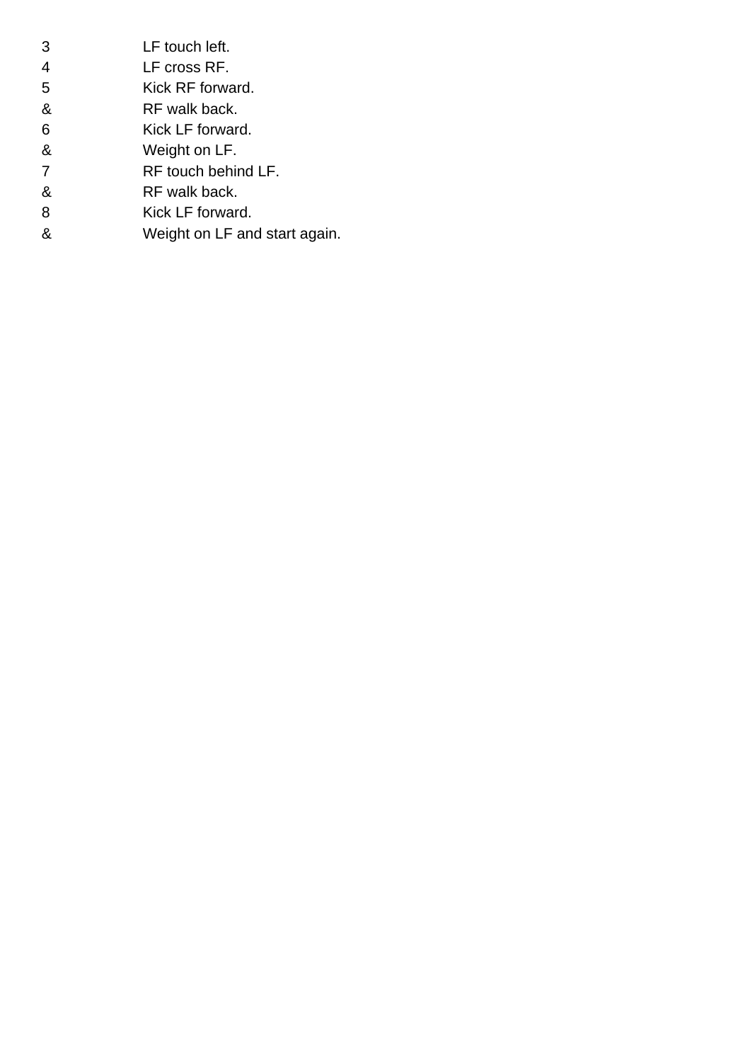| | |
|---|---|
| 3 | LF touch left. |
| 4 | LF cross RF. |
| 5 | Kick RF forward. |
| & | RF walk back. |
| 6 | Kick LF forward. |
| & | Weight on LF. |
| 7 | RF touch behind LF. |
| & | RF walk back. |
| 8 | Kick LF forward. |
| & | Weight on LF and start again. |